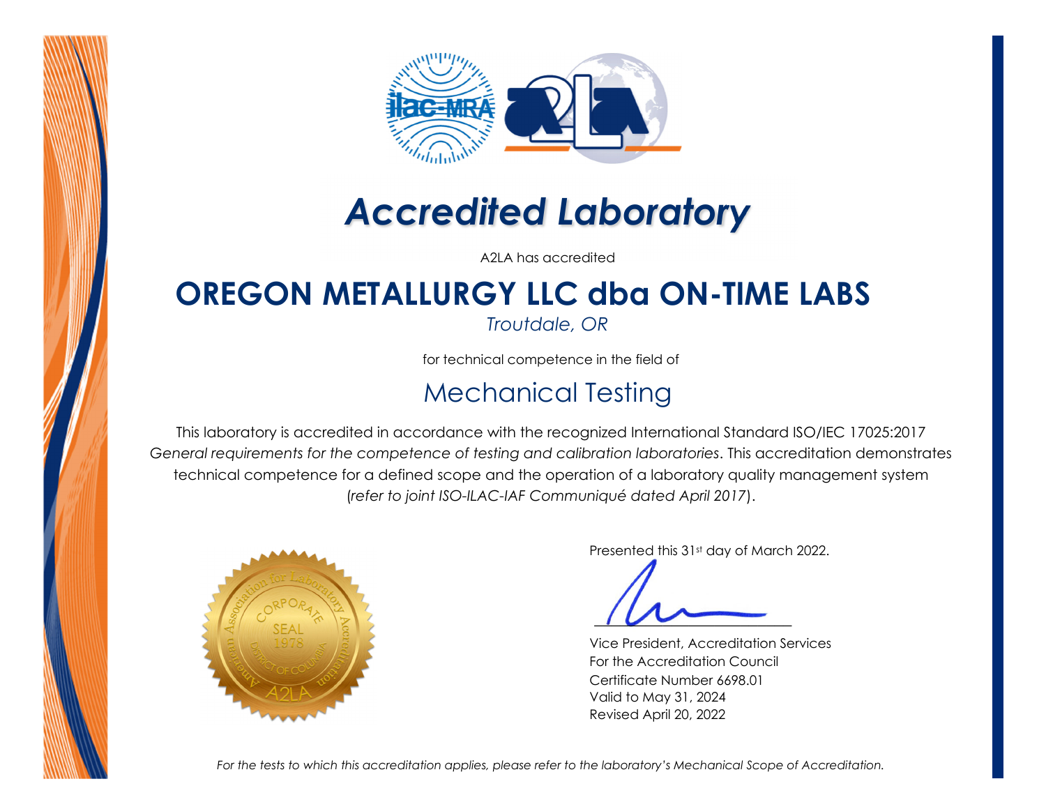# Accredited Laboratory

A2LA has accredited

## OREGON METALLURGY LLC dba ON-TIME LABS

*Troutdale, OR*

for technical competence in the field of

## Mechanical Testing

This laboratory is accredited in accordance with the recognized International Standard ISO/IEC 17025:2017 *General requirements for the competence of testing and calibration laboratories*. This accreditation demonstrates technical competence for a defined scope and the operation of a laboratory quality management system (*refer to joint ISO-ILAC-IAF Communiqué dated April 2017*).

Presented this 31st day of March 2022.

Vice President, Accreditation Services
For the Accreditation Council
Certificate Number 6698.01
Valid to May 31, 2024
Revised April 20, 2022

*For the tests to which this accreditation applies, please refer to the laboratory's Mechanical Scope of Accreditation.*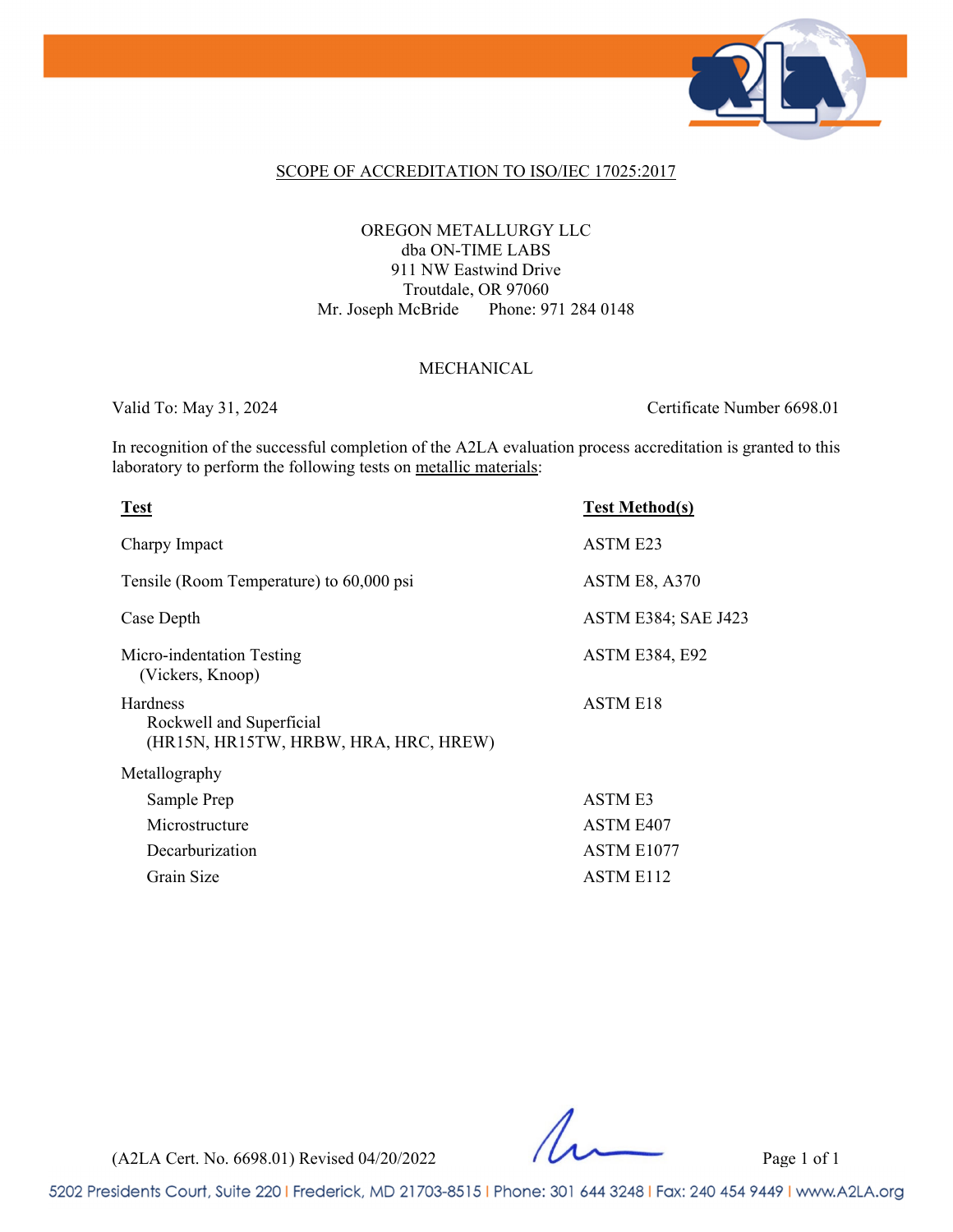## SCOPE OF ACCREDITATION TO ISO/IEC 17025:2017

OREGON METALLURGY LLC
dba ON-TIME LABS
911 NW Eastwind Drive
Troutdale, OR 97060
Mr. Joseph McBride Phone: 971 284 0148

### MECHANICAL

Valid To: May 31, 2024 Certificate Number 6698.01

In recognition of the successful completion of the A2LA evaluation process accreditation is granted to this laboratory to perform the following tests on metallic materials:

| **Test** | **Test Method(s)** |
|---|---|
| Charpy Impact | ASTM E23 |
| Tensile (Room Temperature) to 60,000 psi | ASTM E8, A370 |
| Case Depth | ASTM E384; SAE J423 |
| Micro-indentation Testing (Vickers, Knoop) | ASTM E384, E92 |
| Hardness Rockwell and Superficial (HR15N, HR15TW, HRBW, HRA, HRC, HREW) | ASTM E18 |
| Metallography | |
| Sample Prep | ASTM E3 |
| Microstructure | ASTM E407 |
| Decarburization | ASTM E1077 |
| Grain Size | ASTM E112 |

(A2LA Cert. No. 6698.01) Revised 04/20/2022